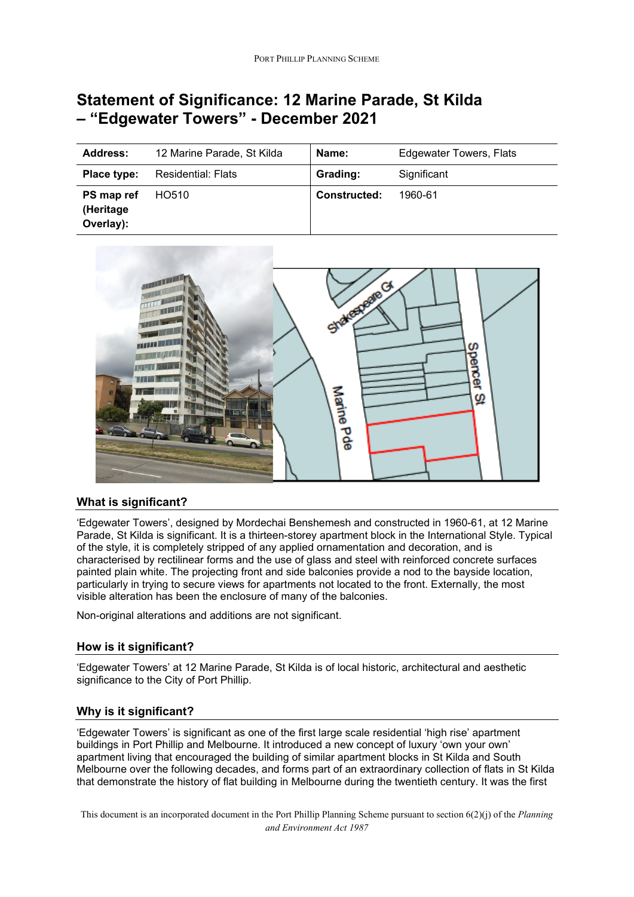# Statement of Significance: 12 Marine Parade, St Kilda – "Edgewater Towers" - December 2021

| Address: | 12 Marine Parade, St Kilda | Name: | Edgewater Towers, Flats |
|---|---|---|---|
| Place type: | Residential: Flats | Grading: | Significant |
| PS map ref (Heritage Overlay): | HO510 | Constructed: | 1960-61 |

## What is significant?

'Edgewater Towers', designed by Mordechai Benshemesh and constructed in 1960-61, at 12 Marine Parade, St Kilda is significant. It is a thirteen-storey apartment block in the International Style. Typical of the style, it is completely stripped of any applied ornamentation and decoration, and is characterised by rectilinear forms and the use of glass and steel with reinforced concrete surfaces painted plain white. The projecting front and side balconies provide a nod to the bayside location, particularly in trying to secure views for apartments not located to the front. Externally, the most visible alteration has been the enclosure of many of the balconies.

Non-original alterations and additions are not significant.

## How is it significant?

'Edgewater Towers' at 12 Marine Parade, St Kilda is of local historic, architectural and aesthetic significance to the City of Port Phillip.

## Why is it significant?

'Edgewater Towers' is significant as one of the first large scale residential 'high rise' apartment buildings in Port Phillip and Melbourne. It introduced a new concept of luxury 'own your own' apartment living that encouraged the building of similar apartment blocks in St Kilda and South Melbourne over the following decades, and forms part of an extraordinary collection of flats in St Kilda that demonstrate the history of flat building in Melbourne during the twentieth century. It was the first

This document is an incorporated document in the Port Phillip Planning Scheme pursuant to section 6(2)(j) of the *Planning and Environment Act 1987*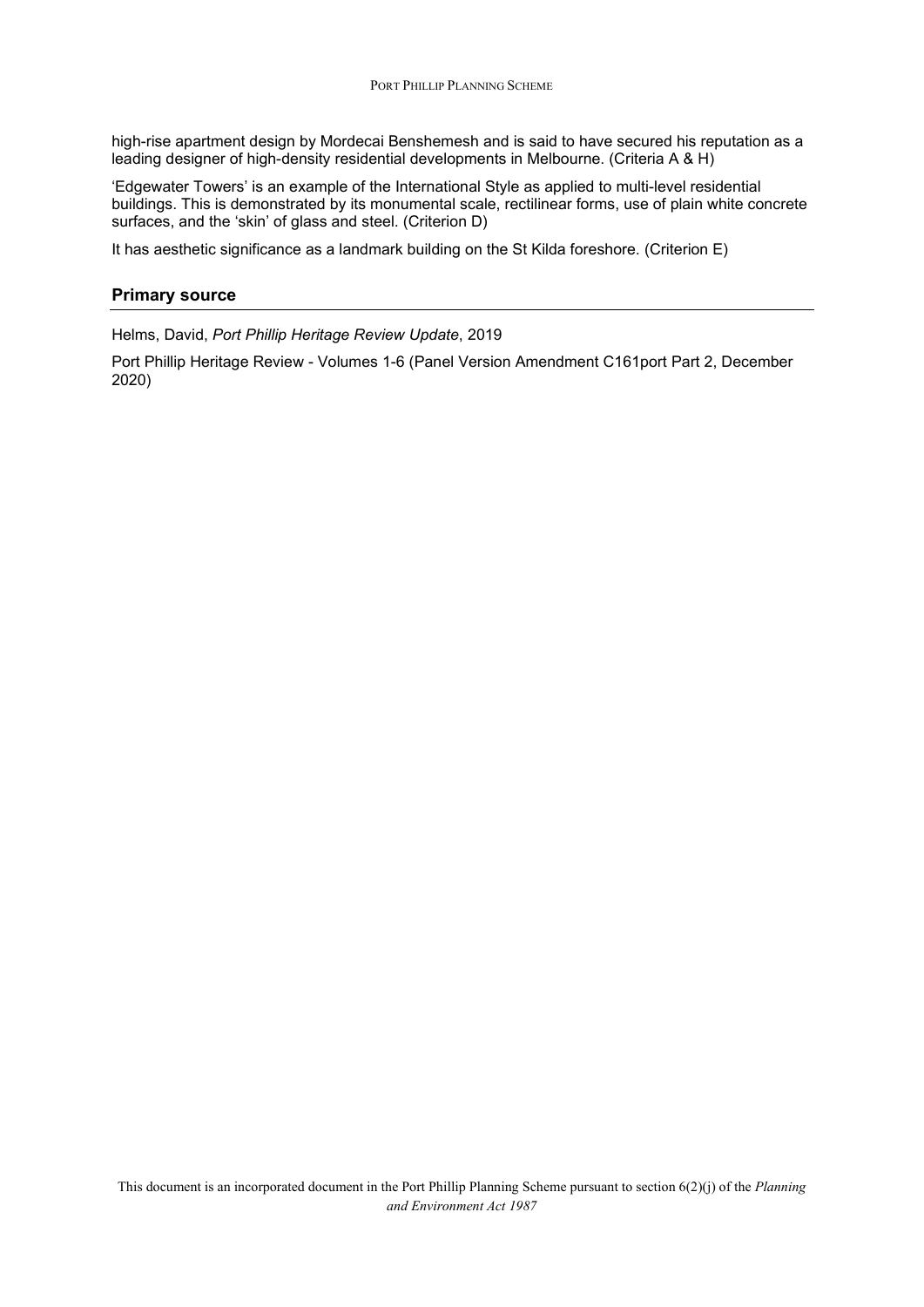high-rise apartment design by Mordecai Benshemesh and is said to have secured his reputation as a leading designer of high-density residential developments in Melbourne. (Criteria A & H)

'Edgewater Towers' is an example of the International Style as applied to multi-level residential buildings. This is demonstrated by its monumental scale, rectilinear forms, use of plain white concrete surfaces, and the 'skin' of glass and steel. (Criterion D)

It has aesthetic significance as a landmark building on the St Kilda foreshore. (Criterion E)

## Primary source

Helms, David, *Port Phillip Heritage Review Update*, 2019

Port Phillip Heritage Review - Volumes 1-6 (Panel Version Amendment C161port Part 2, December 2020)